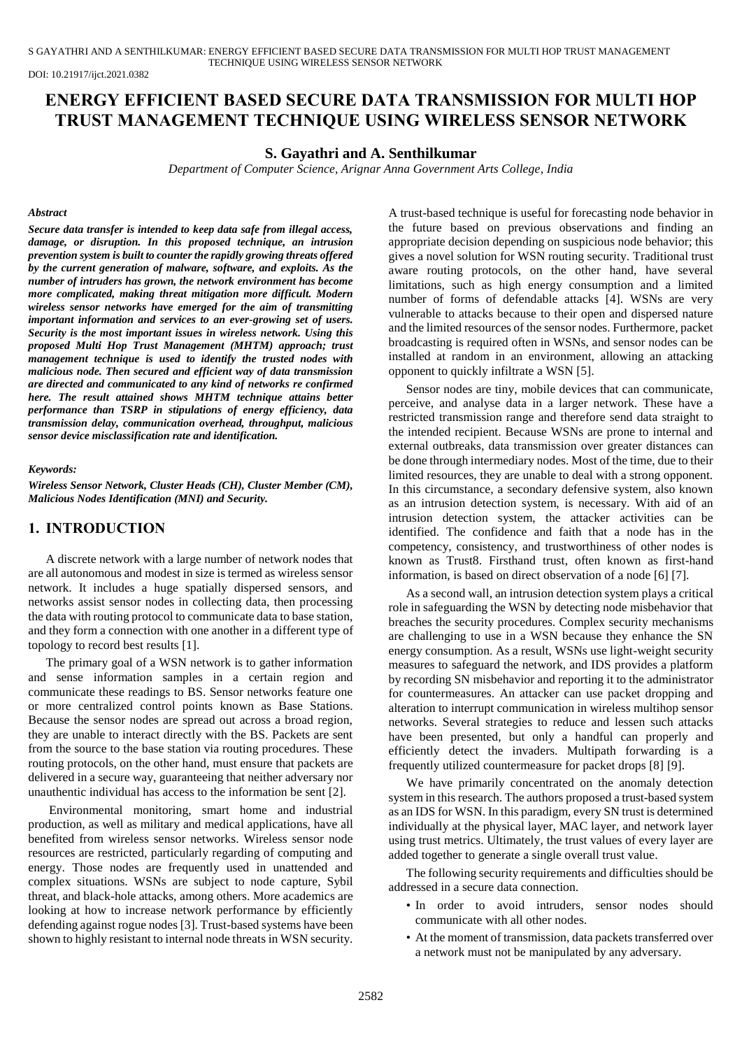DOI: 10.21917/ijct.2021.0382

# ENERGY EFFICIENT BASED SECURE DATA TRANSMISSION FOR MULTI HOP TRUST MANAGEMENT TECHNIQUE USING WIRELESS SENSOR NETWORK

**S. Gayathri and A. Senthilkumar**

*Department of Computer Science, Arignar Anna Government Arts College, India*

***Abstract***

***Secure data transfer is intended to keep data safe from illegal access, damage, or disruption. In this proposed technique, an intrusion prevention system is built to counter the rapidly growing threats offered by the current generation of malware, software, and exploits. As the number of intruders has grown, the network environment has become more complicated, making threat mitigation more difficult. Modern wireless sensor networks have emerged for the aim of transmitting important information and services to an ever-growing set of users. Security is the most important issues in wireless network. Using this proposed Multi Hop Trust Management (MHTM) approach; trust management technique is used to identify the trusted nodes with malicious node. Then secured and efficient way of data transmission are directed and communicated to any kind of networks re confirmed here. The result attained shows MHTM technique attains better performance than TSRP in stipulations of energy efficiency, data transmission delay, communication overhead, throughput, malicious sensor device misclassification rate and identification.***

***Keywords:***

***Wireless Sensor Network, Cluster Heads (CH), Cluster Member (CM), Malicious Nodes Identification (MNI) and Security.***

## 1. INTRODUCTION

A discrete network with a large number of network nodes that are all autonomous and modest in size is termed as wireless sensor network. It includes a huge spatially dispersed sensors, and networks assist sensor nodes in collecting data, then processing the data with routing protocol to communicate data to base station, and they form a connection with one another in a different type of topology to record best results [1].

The primary goal of a WSN network is to gather information and sense information samples in a certain region and communicate these readings to BS. Sensor networks feature one or more centralized control points known as Base Stations. Because the sensor nodes are spread out across a broad region, they are unable to interact directly with the BS. Packets are sent from the source to the base station via routing procedures. These routing protocols, on the other hand, must ensure that packets are delivered in a secure way, guaranteeing that neither adversary nor unauthentic individual has access to the information be sent [2].

Environmental monitoring, smart home and industrial production, as well as military and medical applications, have all benefited from wireless sensor networks. Wireless sensor node resources are restricted, particularly regarding of computing and energy. Those nodes are frequently used in unattended and complex situations. WSNs are subject to node capture, Sybil threat, and black-hole attacks, among others. More academics are looking at how to increase network performance by efficiently defending against rogue nodes [3]. Trust-based systems have been shown to highly resistant to internal node threats in WSN security. A trust-based technique is useful for forecasting node behavior in the future based on previous observations and finding an appropriate decision depending on suspicious node behavior; this gives a novel solution for WSN routing security. Traditional trust aware routing protocols, on the other hand, have several limitations, such as high energy consumption and a limited number of forms of defendable attacks [4]. WSNs are very vulnerable to attacks because to their open and dispersed nature and the limited resources of the sensor nodes. Furthermore, packet broadcasting is required often in WSNs, and sensor nodes can be installed at random in an environment, allowing an attacking opponent to quickly infiltrate a WSN [5].

Sensor nodes are tiny, mobile devices that can communicate, perceive, and analyse data in a larger network. These have a restricted transmission range and therefore send data straight to the intended recipient. Because WSNs are prone to internal and external outbreaks, data transmission over greater distances can be done through intermediary nodes. Most of the time, due to their limited resources, they are unable to deal with a strong opponent. In this circumstance, a secondary defensive system, also known as an intrusion detection system, is necessary. With aid of an intrusion detection system, the attacker activities can be identified. The confidence and faith that a node has in the competency, consistency, and trustworthiness of other nodes is known as Trust8. Firsthand trust, often known as first-hand information, is based on direct observation of a node [6] [7].

As a second wall, an intrusion detection system plays a critical role in safeguarding the WSN by detecting node misbehavior that breaches the security procedures. Complex security mechanisms are challenging to use in a WSN because they enhance the SN energy consumption. As a result, WSNs use light-weight security measures to safeguard the network, and IDS provides a platform by recording SN misbehavior and reporting it to the administrator for countermeasures. An attacker can use packet dropping and alteration to interrupt communication in wireless multihop sensor networks. Several strategies to reduce and lessen such attacks have been presented, but only a handful can properly and efficiently detect the invaders. Multipath forwarding is a frequently utilized countermeasure for packet drops [8] [9].

We have primarily concentrated on the anomaly detection system in this research. The authors proposed a trust-based system as an IDS for WSN. In this paradigm, every SN trust is determined individually at the physical layer, MAC layer, and network layer using trust metrics. Ultimately, the trust values of every layer are added together to generate a single overall trust value.

The following security requirements and difficulties should be addressed in a secure data connection.

- In order to avoid intruders, sensor nodes should communicate with all other nodes.
- At the moment of transmission, data packets transferred over a network must not be manipulated by any adversary.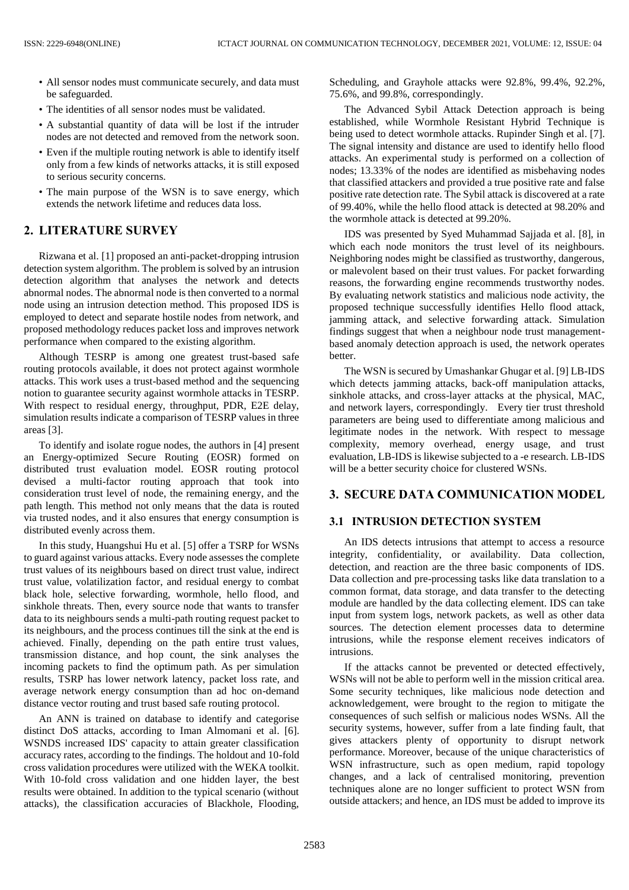- All sensor nodes must communicate securely, and data must be safeguarded.
- The identities of all sensor nodes must be validated.
- A substantial quantity of data will be lost if the intruder nodes are not detected and removed from the network soon.
- Even if the multiple routing network is able to identify itself only from a few kinds of networks attacks, it is still exposed to serious security concerns.
- The main purpose of the WSN is to save energy, which extends the network lifetime and reduces data loss.

## 2. LITERATURE SURVEY

Rizwana et al. [1] proposed an anti-packet-dropping intrusion detection system algorithm. The problem is solved by an intrusion detection algorithm that analyses the network and detects abnormal nodes. The abnormal node is then converted to a normal node using an intrusion detection method. This proposed IDS is employed to detect and separate hostile nodes from network, and proposed methodology reduces packet loss and improves network performance when compared to the existing algorithm.

Although TESRP is among one greatest trust-based safe routing protocols available, it does not protect against wormhole attacks. This work uses a trust-based method and the sequencing notion to guarantee security against wormhole attacks in TESRP. With respect to residual energy, throughput, PDR, E2E delay, simulation results indicate a comparison of TESRP values in three areas [3].

To identify and isolate rogue nodes, the authors in [4] present an Energy-optimized Secure Routing (EOSR) formed on distributed trust evaluation model. EOSR routing protocol devised a multi-factor routing approach that took into consideration trust level of node, the remaining energy, and the path length. This method not only means that the data is routed via trusted nodes, and it also ensures that energy consumption is distributed evenly across them.

In this study, Huangshui Hu et al. [5] offer a TSRP for WSNs to guard against various attacks. Every node assesses the complete trust values of its neighbours based on direct trust value, indirect trust value, volatilization factor, and residual energy to combat black hole, selective forwarding, wormhole, hello flood, and sinkhole threats. Then, every source node that wants to transfer data to its neighbours sends a multi-path routing request packet to its neighbours, and the process continues till the sink at the end is achieved. Finally, depending on the path entire trust values, transmission distance, and hop count, the sink analyses the incoming packets to find the optimum path. As per simulation results, TSRP has lower network latency, packet loss rate, and average network energy consumption than ad hoc on-demand distance vector routing and trust based safe routing protocol.

An ANN is trained on database to identify and categorise distinct DoS attacks, according to Iman Almomani et al. [6]. WSNDS increased IDS' capacity to attain greater classification accuracy rates, according to the findings. The holdout and 10-fold cross validation procedures were utilized with the WEKA toolkit. With 10-fold cross validation and one hidden layer, the best results were obtained. In addition to the typical scenario (without attacks), the classification accuracies of Blackhole, Flooding, Scheduling, and Grayhole attacks were 92.8%, 99.4%, 92.2%, 75.6%, and 99.8%, correspondingly.

The Advanced Sybil Attack Detection approach is being established, while Wormhole Resistant Hybrid Technique is being used to detect wormhole attacks. Rupinder Singh et al. [7]. The signal intensity and distance are used to identify hello flood attacks. An experimental study is performed on a collection of nodes; 13.33% of the nodes are identified as misbehaving nodes that classified attackers and provided a true positive rate and false positive rate detection rate. The Sybil attack is discovered at a rate of 99.40%, while the hello flood attack is detected at 98.20% and the wormhole attack is detected at 99.20%.

IDS was presented by Syed Muhammad Sajjada et al. [8], in which each node monitors the trust level of its neighbours. Neighboring nodes might be classified as trustworthy, dangerous, or malevolent based on their trust values. For packet forwarding reasons, the forwarding engine recommends trustworthy nodes. By evaluating network statistics and malicious node activity, the proposed technique successfully identifies Hello flood attack, jamming attack, and selective forwarding attack. Simulation findings suggest that when a neighbour node trust management-based anomaly detection approach is used, the network operates better.

The WSN is secured by Umashankar Ghugar et al. [9] LB-IDS which detects jamming attacks, back-off manipulation attacks, sinkhole attacks, and cross-layer attacks at the physical, MAC, and network layers, correspondingly. Every tier trust threshold parameters are being used to differentiate among malicious and legitimate nodes in the network. With respect to message complexity, memory overhead, energy usage, and trust evaluation, LB-IDS is likewise subjected to a -e research. LB-IDS will be a better security choice for clustered WSNs.

## 3. SECURE DATA COMMUNICATION MODEL

### 3.1 INTRUSION DETECTION SYSTEM

An IDS detects intrusions that attempt to access a resource integrity, confidentiality, or availability. Data collection, detection, and reaction are the three basic components of IDS. Data collection and pre-processing tasks like data translation to a common format, data storage, and data transfer to the detecting module are handled by the data collecting element. IDS can take input from system logs, network packets, as well as other data sources. The detection element processes data to determine intrusions, while the response element receives indicators of intrusions.

If the attacks cannot be prevented or detected effectively, WSNs will not be able to perform well in the mission critical area. Some security techniques, like malicious node detection and acknowledgement, were brought to the region to mitigate the consequences of such selfish or malicious nodes WSNs. All the security systems, however, suffer from a late finding fault, that gives attackers plenty of opportunity to disrupt network performance. Moreover, because of the unique characteristics of WSN infrastructure, such as open medium, rapid topology changes, and a lack of centralised monitoring, prevention techniques alone are no longer sufficient to protect WSN from outside attackers; and hence, an IDS must be added to improve its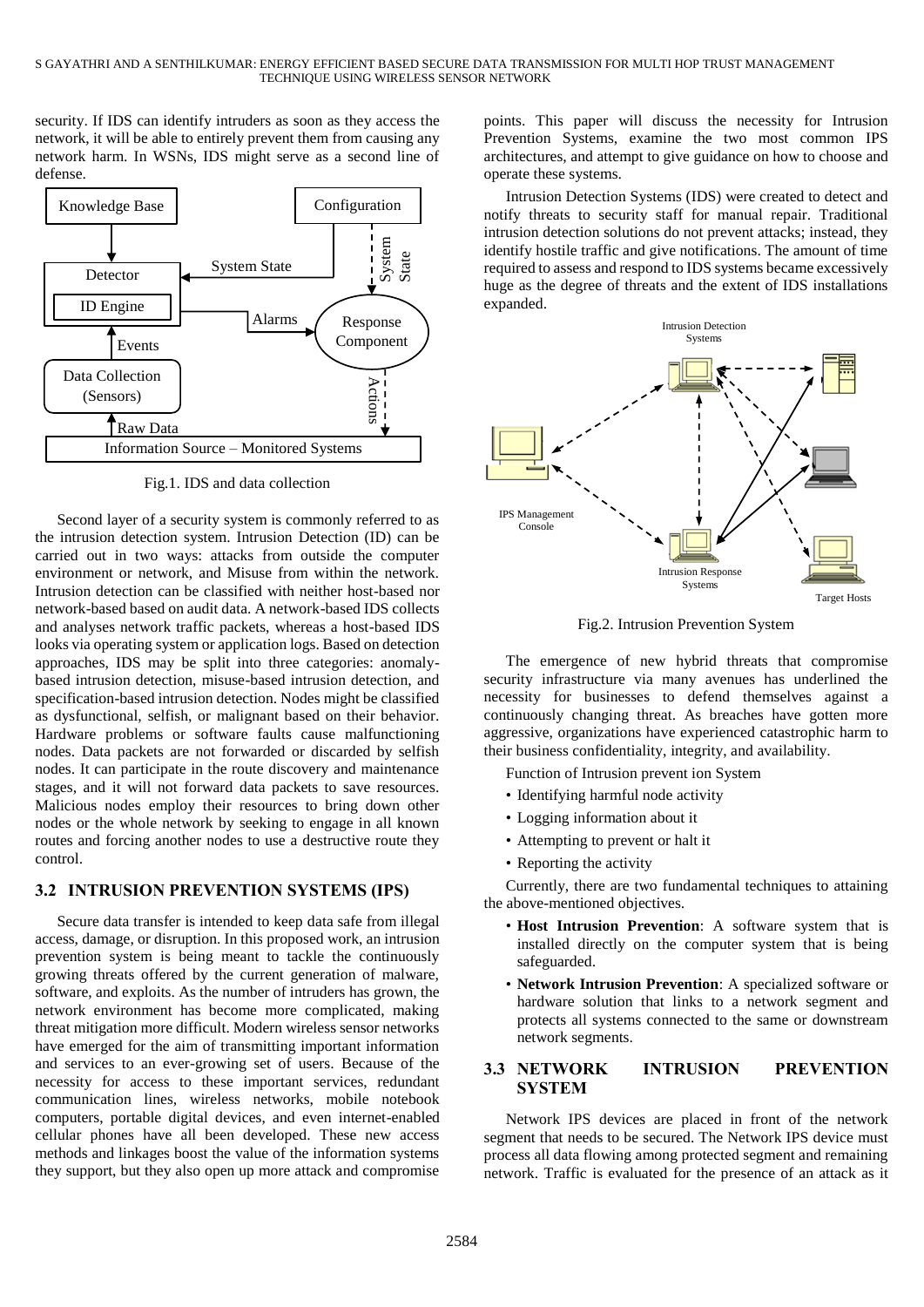security. If IDS can identify intruders as soon as they access the network, it will be able to entirely prevent them from causing any network harm. In WSNs, IDS might serve as a second line of defense.

Knowledge Base

Configuration

Detector

ID Engine

System State

System State

Alarms

Response Component

Events

Data Collection (Sensors)

Actions

Raw Data

Information Source – Monitored Systems

Fig.1. IDS and data collection

Second layer of a security system is commonly referred to as the intrusion detection system. Intrusion Detection (ID) can be carried out in two ways: attacks from outside the computer environment or network, and Misuse from within the network. Intrusion detection can be classified with neither host-based nor network-based based on audit data. A network-based IDS collects and analyses network traffic packets, whereas a host-based IDS looks via operating system or application logs. Based on detection approaches, IDS may be split into three categories: anomaly-based intrusion detection, misuse-based intrusion detection, and specification-based intrusion detection. Nodes might be classified as dysfunctional, selfish, or malignant based on their behavior. Hardware problems or software faults cause malfunctioning nodes. Data packets are not forwarded or discarded by selfish nodes. It can participate in the route discovery and maintenance stages, and it will not forward data packets to save resources. Malicious nodes employ their resources to bring down other nodes or the whole network by seeking to engage in all known routes and forcing another nodes to use a destructive route they control.

### 3.2 INTRUSION PREVENTION SYSTEMS (IPS)

Secure data transfer is intended to keep data safe from illegal access, damage, or disruption. In this proposed work, an intrusion prevention system is being meant to tackle the continuously growing threats offered by the current generation of malware, software, and exploits. As the number of intruders has grown, the network environment has become more complicated, making threat mitigation more difficult. Modern wireless sensor networks have emerged for the aim of transmitting important information and services to an ever-growing set of users. Because of the necessity for access to these important services, redundant communication lines, wireless networks, mobile notebook computers, portable digital devices, and even internet-enabled cellular phones have all been developed. These new access methods and linkages boost the value of the information systems they support, but they also open up more attack and compromise points. This paper will discuss the necessity for Intrusion Prevention Systems, examine the two most common IPS architectures, and attempt to give guidance on how to choose and operate these systems.

Intrusion Detection Systems (IDS) were created to detect and notify threats to security staff for manual repair. Traditional intrusion detection solutions do not prevent attacks; instead, they identify hostile traffic and give notifications. The amount of time required to assess and respond to IDS systems became excessively huge as the degree of threats and the extent of IDS installations expanded.

Intrusion Detection Systems

IPS Management Console

Intrusion Response Systems

Target Hosts

Fig.2. Intrusion Prevention System

The emergence of new hybrid threats that compromise security infrastructure via many avenues has underlined the necessity for businesses to defend themselves against a continuously changing threat. As breaches have gotten more aggressive, organizations have experienced catastrophic harm to their business confidentiality, integrity, and availability.

Function of Intrusion prevent ion System

- Identifying harmful node activity
- Logging information about it
- Attempting to prevent or halt it
- Reporting the activity

Currently, there are two fundamental techniques to attaining the above-mentioned objectives.

- **Host Intrusion Prevention**: A software system that is installed directly on the computer system that is being safeguarded.
- **Network Intrusion Prevention**: A specialized software or hardware solution that links to a network segment and protects all systems connected to the same or downstream network segments.

### 3.3 NETWORK INTRUSION PREVENTION SYSTEM

Network IPS devices are placed in front of the network segment that needs to be secured. The Network IPS device must process all data flowing among protected segment and remaining network. Traffic is evaluated for the presence of an attack as it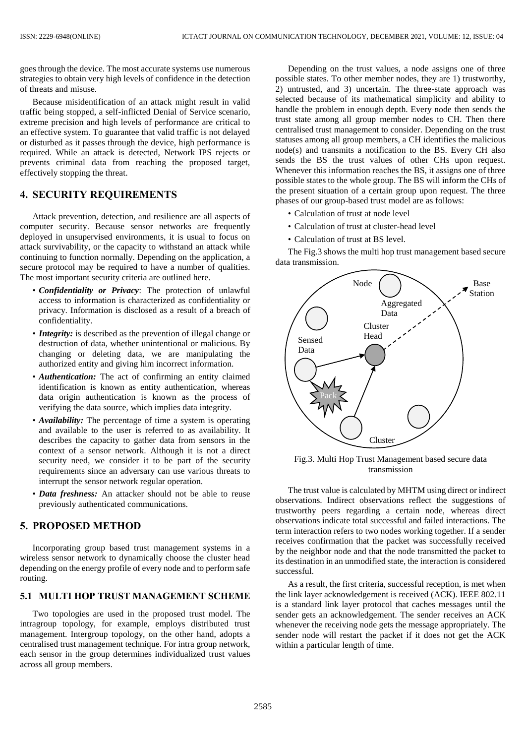goes through the device. The most accurate systems use numerous strategies to obtain very high levels of confidence in the detection of threats and misuse.

Because misidentification of an attack might result in valid traffic being stopped, a self-inflicted Denial of Service scenario, extreme precision and high levels of performance are critical to an effective system. To guarantee that valid traffic is not delayed or disturbed as it passes through the device, high performance is required. While an attack is detected, Network IPS rejects or prevents criminal data from reaching the proposed target, effectively stopping the threat.

## 4. SECURITY REQUIREMENTS

Attack prevention, detection, and resilience are all aspects of computer security. Because sensor networks are frequently deployed in unsupervised environments, it is usual to focus on attack survivability, or the capacity to withstand an attack while continuing to function normally. Depending on the application, a secure protocol may be required to have a number of qualities. The most important security criteria are outlined here.

- ***Confidentiality or Privacy***: The protection of unlawful access to information is characterized as confidentiality or privacy. Information is disclosed as a result of a breach of confidentiality.
- ***Integrity:*** is described as the prevention of illegal change or destruction of data, whether unintentional or malicious. By changing or deleting data, we are manipulating the authorized entity and giving him incorrect information.
- ***Authentication:*** The act of confirming an entity claimed identification is known as entity authentication, whereas data origin authentication is known as the process of verifying the data source, which implies data integrity.
- ***Availability:*** The percentage of time a system is operating and available to the user is referred to as availability. It describes the capacity to gather data from sensors in the context of a sensor network. Although it is not a direct security need, we consider it to be part of the security requirements since an adversary can use various threats to interrupt the sensor network regular operation.
- ***Data freshness:*** An attacker should not be able to reuse previously authenticated communications.

## 5. PROPOSED METHOD

Incorporating group based trust management systems in a wireless sensor network to dynamically choose the cluster head depending on the energy profile of every node and to perform safe routing.

### 5.1 MULTI HOP TRUST MANAGEMENT SCHEME

Two topologies are used in the proposed trust model. The intragroup topology, for example, employs distributed trust management. Intergroup topology, on the other hand, adopts a centralised trust management technique. For intra group network, each sensor in the group determines individualized trust values across all group members.

Depending on the trust values, a node assigns one of three possible states. To other member nodes, they are 1) trustworthy, 2) untrusted, and 3) uncertain. The three-state approach was selected because of its mathematical simplicity and ability to handle the problem in enough depth. Every node then sends the trust state among all group member nodes to CH. Then there centralised trust management to consider. Depending on the trust statuses among all group members, a CH identifies the malicious node(s) and transmits a notification to the BS. Every CH also sends the BS the trust values of other CHs upon request. Whenever this information reaches the BS, it assigns one of three possible states to the whole group. The BS will inform the CHs of the present situation of a certain group upon request. The three phases of our group-based trust model are as follows:

- Calculation of trust at node level
- Calculation of trust at cluster-head level
- Calculation of trust at BS level.

The Fig.3 shows the multi hop trust management based secure data transmission.

Node
Base Station
Aggregated Data
Cluster Head
Sensed Data
Pack
Cluster

Fig.3. Multi Hop Trust Management based secure data transmission

The trust value is calculated by MHTM using direct or indirect observations. Indirect observations reflect the suggestions of trustworthy peers regarding a certain node, whereas direct observations indicate total successful and failed interactions. The term interaction refers to two nodes working together. If a sender receives confirmation that the packet was successfully received by the neighbor node and that the node transmitted the packet to its destination in an unmodified state, the interaction is considered successful.

As a result, the first criteria, successful reception, is met when the link layer acknowledgement is received (ACK). IEEE 802.11 is a standard link layer protocol that caches messages until the sender gets an acknowledgement. The sender receives an ACK whenever the receiving node gets the message appropriately. The sender node will restart the packet if it does not get the ACK within a particular length of time.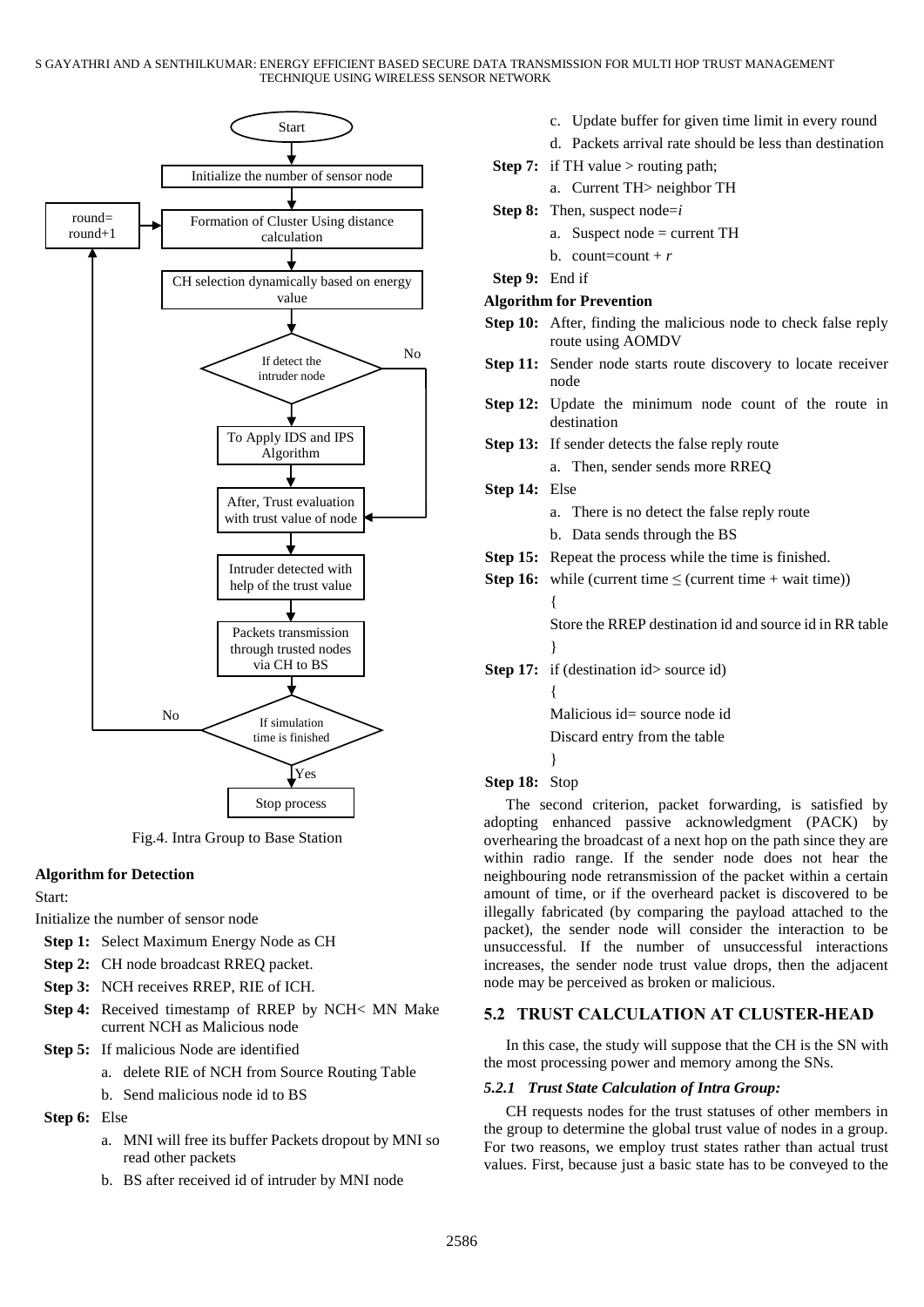Start

Initialize the number of sensor node

Formation of Cluster Using distance calculation

round= round+1

CH selection dynamically based on energy value

If detect the intruder node

No

To Apply IDS and IPS Algorithm

After, Trust evaluation with trust value of node

Intruder detected with help of the trust value

Packets transmission through trusted nodes via CH to BS

If simulation time is finished

No

Yes

Stop process

Fig.4. Intra Group to Base Station

**Algorithm for Detection**

Start:

Initialize the number of sensor node

- **Step 1:** Select Maximum Energy Node as CH
- **Step 2:** CH node broadcast RREQ packet.
- **Step 3:** NCH receives RREP, RIE of ICH.
- **Step 4:** Received timestamp of RREP by NCH< MN Make current NCH as Malicious node
- **Step 5:** If malicious Node are identified
  - a. delete RIE of NCH from Source Routing Table
  - b. Send malicious node id to BS
- **Step 6:** Else
  - a. MNI will free its buffer Packets dropout by MNI so read other packets
  - b. BS after received id of intruder by MNI node
  - c. Update buffer for given time limit in every round
  - d. Packets arrival rate should be less than destination
- **Step 7:** if TH value > routing path;
  - a. Current TH> neighbor TH
- **Step 8:** Then, suspect node=*i*
  - a. Suspect node = current TH
  - b. count=count + *r*
- **Step 9:** End if

**Algorithm for Prevention**

- **Step 10:** After, finding the malicious node to check false reply route using AOMDV
- **Step 11:** Sender node starts route discovery to locate receiver node
- **Step 12:** Update the minimum node count of the route in destination
- **Step 13:** If sender detects the false reply route
  - a. Then, sender sends more RREQ
- **Step 14:** Else
  - a. There is no detect the false reply route
  - b. Data sends through the BS
- **Step 15:** Repeat the process while the time is finished.
- **Step 16:** while (current time ≤ (current time + wait time))

  {

  Store the RREP destination id and source id in RR table

  }
- **Step 17:** if (destination id> source id)

  {

  Malicious id= source node id

  Discard entry from the table

  }
- **Step 18:** Stop

The second criterion, packet forwarding, is satisfied by adopting enhanced passive acknowledgment (PACK) by overhearing the broadcast of a next hop on the path since they are within radio range. If the sender node does not hear the neighbouring node retransmission of the packet within a certain amount of time, or if the overheard packet is discovered to be illegally fabricated (by comparing the payload attached to the packet), the sender node will consider the interaction to be unsuccessful. If the number of unsuccessful interactions increases, the sender node trust value drops, then the adjacent node may be perceived as broken or malicious.

## 5.2 TRUST CALCULATION AT CLUSTER-HEAD

In this case, the study will suppose that the CH is the SN with the most processing power and memory among the SNs.

### *5.2.1 Trust State Calculation of Intra Group:*

CH requests nodes for the trust statuses of other members in the group to determine the global trust value of nodes in a group. For two reasons, we employ trust states rather than actual trust values. First, because just a basic state has to be conveyed to the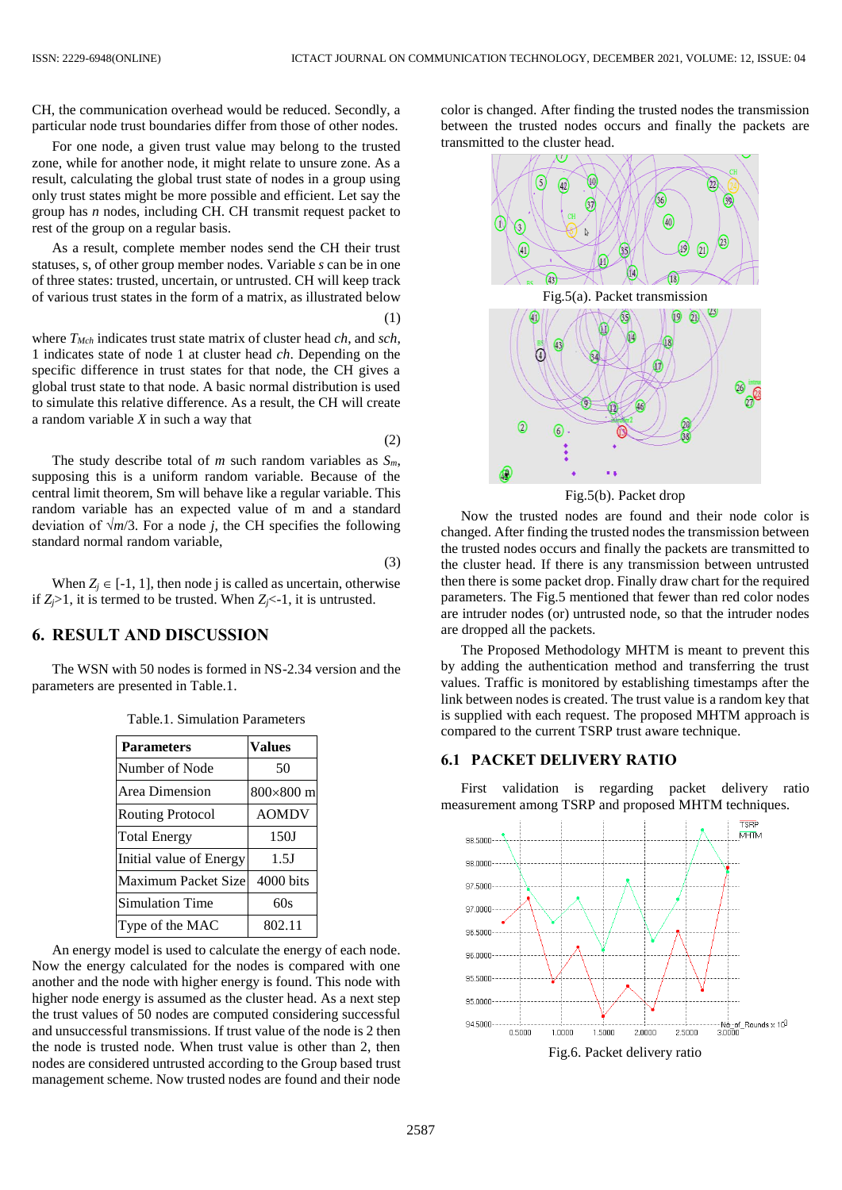CH, the communication overhead would be reduced. Secondly, a particular node trust boundaries differ from those of other nodes.

For one node, a given trust value may belong to the trusted zone, while for another node, it might relate to unsure zone. As a result, calculating the global trust state of nodes in a group using only trust states might be more possible and efficient. Let say the group has *n* nodes, including CH. CH transmit request packet to rest of the group on a regular basis.

As a result, complete member nodes send the CH their trust statuses, s, of other group member nodes. Variable *s* can be in one of three states: trusted, uncertain, or untrusted. CH will keep track of various trust states in the form of a matrix, as illustrated below

(1)

where $T_{Mch}$ indicates trust state matrix of cluster head *ch*, and *sch*, 1 indicates state of node 1 at cluster head *ch*. Depending on the specific difference in trust states for that node, the CH gives a global trust state to that node. A basic normal distribution is used to simulate this relative difference. As a result, the CH will create a random variable *X* in such a way that

(2)

The study describe total of *m* such random variables as $S_m$, supposing this is a uniform random variable. Because of the central limit theorem, Sm will behave like a regular variable. This random variable has an expected value of m and a standard deviation of $\sqrt{m}/3$. For a node *j*, the CH specifies the following standard normal random variable,

(3)

When $Z_j \in [-1, 1]$, then node j is called as uncertain, otherwise if $Z_j>1$, it is termed to be trusted. When $Z_j<-1$, it is untrusted.

## 6. RESULT AND DISCUSSION

The WSN with 50 nodes is formed in NS-2.34 version and the parameters are presented in Table.1.

Table.1. Simulation Parameters

| Parameters | Values |
|---|---|
| Number of Node | 50 |
| Area Dimension | 800×800 m |
| Routing Protocol | AOMDV |
| Total Energy | 150J |
| Initial value of Energy | 1.5J |
| Maximum Packet Size | 4000 bits |
| Simulation Time | 60s |
| Type of the MAC | 802.11 |

An energy model is used to calculate the energy of each node. Now the energy calculated for the nodes is compared with one another and the node with higher energy is found. This node with higher node energy is assumed as the cluster head. As a next step the trust values of 50 nodes are computed considering successful and unsuccessful transmissions. If trust value of the node is 2 then the node is trusted node. When trust value is other than 2, then nodes are considered untrusted according to the Group based trust management scheme. Now trusted nodes are found and their node color is changed. After finding the trusted nodes the transmission between the trusted nodes occurs and finally the packets are transmitted to the cluster head.

Fig.5(a). Packet transmission

Fig.5(b). Packet drop

Now the trusted nodes are found and their node color is changed. After finding the trusted nodes the transmission between the trusted nodes occurs and finally the packets are transmitted to the cluster head. If there is any transmission between untrusted then there is some packet drop. Finally draw chart for the required parameters. The Fig.5 mentioned that fewer than red color nodes are intruder nodes (or) untrusted node, so that the intruder nodes are dropped all the packets.

The Proposed Methodology MHTM is meant to prevent this by adding the authentication method and transferring the trust values. Traffic is monitored by establishing timestamps after the link between nodes is created. The trust value is a random key that is supplied with each request. The proposed MHTM approach is compared to the current TSRP trust aware technique.

### 6.1 PACKET DELIVERY RATIO

First validation is regarding packet delivery ratio measurement among TSRP and proposed MHTM techniques.

TSRP
MHTM
98.5000
98.0000
97.5000
97.0000
96.5000
96.0000
95.5000
95.0000
94.5000
0.5000
1.0000
1.5000
2.0000
2.5000
3.0000
No_of_Rounds x 10³

Fig.6. Packet delivery ratio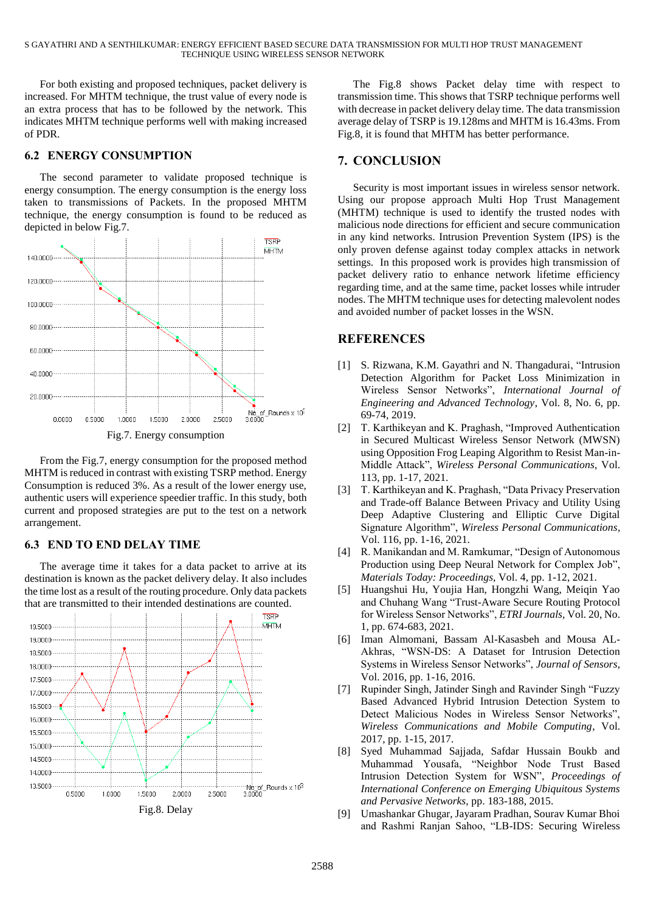For both existing and proposed techniques, packet delivery is increased. For MHTM technique, the trust value of every node is an extra process that has to be followed by the network. This indicates MHTM technique performs well with making increased of PDR.

## 6.2 ENERGY CONSUMPTION

The second parameter to validate proposed technique is energy consumption. The energy consumption is the energy loss taken to transmissions of Packets. In the proposed MHTM technique, the energy consumption is found to be reduced as depicted in below Fig.7.

TSRP
MHTM
140.0000
120.0000
100.0000
80.0000
60.0000
40.0000
20.0000
0.0000 0.5000 1.0000 1.5000 2.0000 2.5000 3.0000
No_of_Rounds x $10^3$

Fig.7. Energy consumption

From the Fig.7, energy consumption for the proposed method MHTM is reduced in contrast with existing TSRP method. Energy Consumption is reduced 3%. As a result of the lower energy use, authentic users will experience speedier traffic. In this study, both current and proposed strategies are put to the test on a network arrangement.

## 6.3 END TO END DELAY TIME

The average time it takes for a data packet to arrive at its destination is known as the packet delivery delay. It also includes the time lost as a result of the routing procedure. Only data packets that are transmitted to their intended destinations are counted.

TSRP
MHTM
19.5000
19.0000
18.5000
18.0000
17.5000
17.0000
16.5000
16.0000
15.5000
15.0000
14.5000
14.0000
13.5000
0.5000 1.0000 1.5000 2.0000 2.5000 3.0000
No_of_Rounds x $10^3$

Fig.8. Delay

The Fig.8 shows Packet delay time with respect to transmission time. This shows that TSRP technique performs well with decrease in packet delivery delay time. The data transmission average delay of TSRP is 19.128ms and MHTM is 16.43ms. From Fig.8, it is found that MHTM has better performance.

## 7. CONCLUSION

Security is most important issues in wireless sensor network. Using our propose approach Multi Hop Trust Management (MHTM) technique is used to identify the trusted nodes with malicious node directions for efficient and secure communication in any kind networks. Intrusion Prevention System (IPS) is the only proven defense against today complex attacks in network settings. In this proposed work is provides high transmission of packet delivery ratio to enhance network lifetime efficiency regarding time, and at the same time, packet losses while intruder nodes. The MHTM technique uses for detecting malevolent nodes and avoided number of packet losses in the WSN.

## REFERENCES

[1] S. Rizwana, K.M. Gayathri and N. Thangadurai, "Intrusion Detection Algorithm for Packet Loss Minimization in Wireless Sensor Networks", *International Journal of Engineering and Advanced Technology*, Vol. 8, No. 6, pp. 69-74, 2019.

[2] T. Karthikeyan and K. Praghash, "Improved Authentication in Secured Multicast Wireless Sensor Network (MWSN) using Opposition Frog Leaping Algorithm to Resist Man-in-Middle Attack", *Wireless Personal Communications*, Vol. 113, pp. 1-17, 2021.

[3] T. Karthikeyan and K. Praghash, "Data Privacy Preservation and Trade-off Balance Between Privacy and Utility Using Deep Adaptive Clustering and Elliptic Curve Digital Signature Algorithm", *Wireless Personal Communications*, Vol. 116, pp. 1-16, 2021.

[4] R. Manikandan and M. Ramkumar, "Design of Autonomous Production using Deep Neural Network for Complex Job", *Materials Today: Proceedings*, Vol. 4, pp. 1-12, 2021.

[5] Huangshui Hu, Youjia Han, Hongzhi Wang, Meiqin Yao and Chuhang Wang "Trust-Aware Secure Routing Protocol for Wireless Sensor Networks", *ETRI Journals*, Vol. 20, No. 1, pp. 674-683, 2021.

[6] Iman Almomani, Bassam Al-Kasasbeh and Mousa AL-Akhras, "WSN-DS: A Dataset for Intrusion Detection Systems in Wireless Sensor Networks", *Journal of Sensors*, Vol. 2016, pp. 1-16, 2016.

[7] Rupinder Singh, Jatinder Singh and Ravinder Singh "Fuzzy Based Advanced Hybrid Intrusion Detection System to Detect Malicious Nodes in Wireless Sensor Networks", *Wireless Communications and Mobile Computing*, Vol. 2017, pp. 1-15, 2017.

[8] Syed Muhammad Sajjada, Safdar Hussain Boukb and Muhammad Yousafa, "Neighbor Node Trust Based Intrusion Detection System for WSN", *Proceedings of International Conference on Emerging Ubiquitous Systems and Pervasive Networks*, pp. 183-188, 2015.

[9] Umashankar Ghugar, Jayaram Pradhan, Sourav Kumar Bhoi and Rashmi Ranjan Sahoo, "LB-IDS: Securing Wireless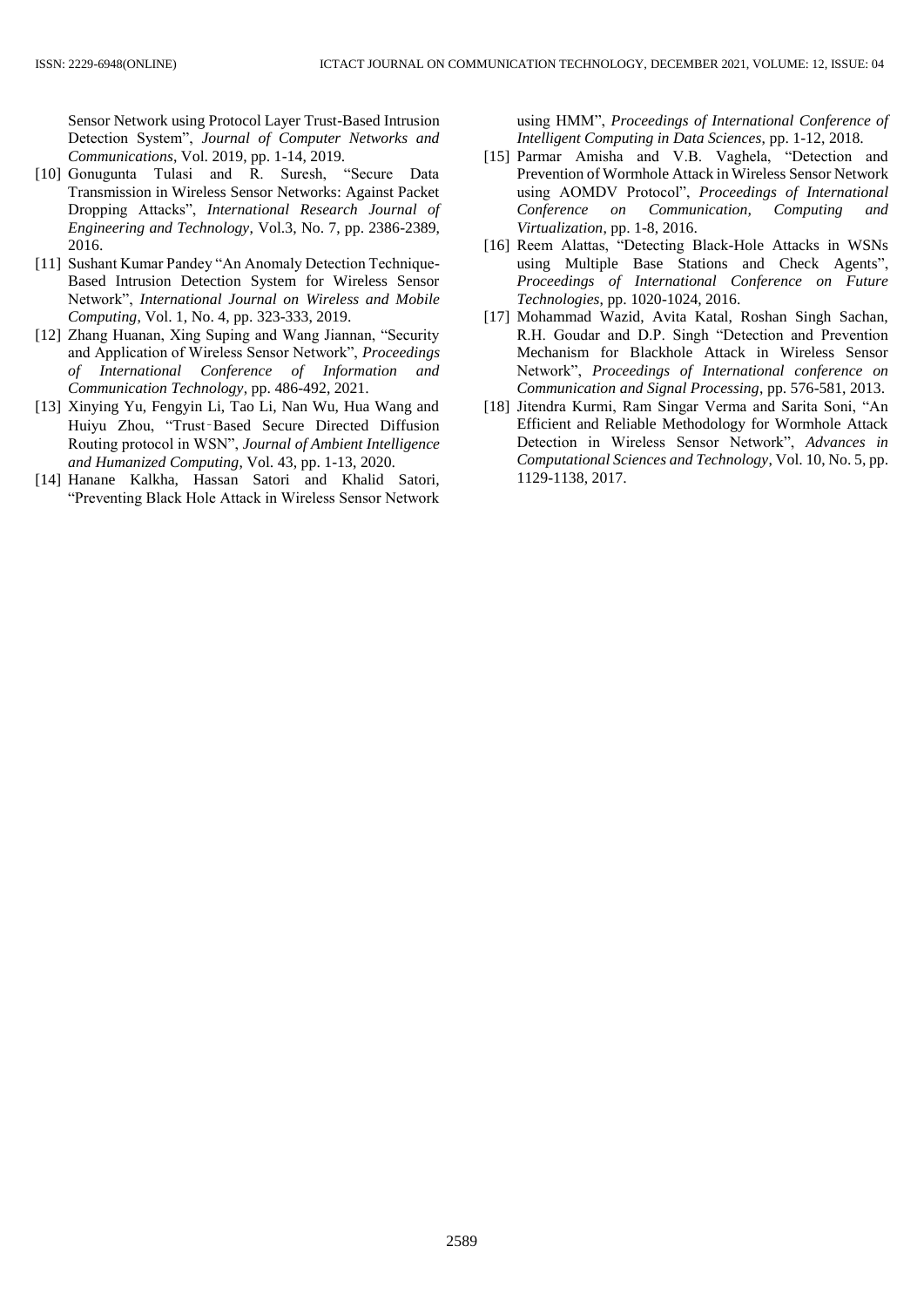Sensor Network using Protocol Layer Trust-Based Intrusion Detection System", *Journal of Computer Networks and Communications*, Vol. 2019, pp. 1-14, 2019.

[10] Gonugunta Tulasi and R. Suresh, "Secure Data Transmission in Wireless Sensor Networks: Against Packet Dropping Attacks", *International Research Journal of Engineering and Technology*, Vol.3, No. 7, pp. 2386-2389, 2016.

[11] Sushant Kumar Pandey "An Anomaly Detection Technique-Based Intrusion Detection System for Wireless Sensor Network", *International Journal on Wireless and Mobile Computing*, Vol. 1, No. 4, pp. 323-333, 2019.

[12] Zhang Huanan, Xing Suping and Wang Jiannan, "Security and Application of Wireless Sensor Network", *Proceedings of International Conference of Information and Communication Technology*, pp. 486-492, 2021.

[13] Xinying Yu, Fengyin Li, Tao Li, Nan Wu, Hua Wang and Huiyu Zhou, "Trust‑Based Secure Directed Diffusion Routing protocol in WSN", *Journal of Ambient Intelligence and Humanized Computing*, Vol. 43, pp. 1-13, 2020.

[14] Hanane Kalkha, Hassan Satori and Khalid Satori, "Preventing Black Hole Attack in Wireless Sensor Network using HMM", *Proceedings of International Conference of Intelligent Computing in Data Sciences*, pp. 1-12, 2018.

[15] Parmar Amisha and V.B. Vaghela, "Detection and Prevention of Wormhole Attack in Wireless Sensor Network using AOMDV Protocol", *Proceedings of International Conference on Communication, Computing and Virtualization*, pp. 1-8, 2016.

[16] Reem Alattas, "Detecting Black-Hole Attacks in WSNs using Multiple Base Stations and Check Agents", *Proceedings of International Conference on Future Technologies*, pp. 1020-1024, 2016.

[17] Mohammad Wazid, Avita Katal, Roshan Singh Sachan, R.H. Goudar and D.P. Singh "Detection and Prevention Mechanism for Blackhole Attack in Wireless Sensor Network", *Proceedings of International conference on Communication and Signal Processing*, pp. 576-581, 2013.

[18] Jitendra Kurmi, Ram Singar Verma and Sarita Soni, "An Efficient and Reliable Methodology for Wormhole Attack Detection in Wireless Sensor Network", *Advances in Computational Sciences and Technology*, Vol. 10, No. 5, pp. 1129-1138, 2017.